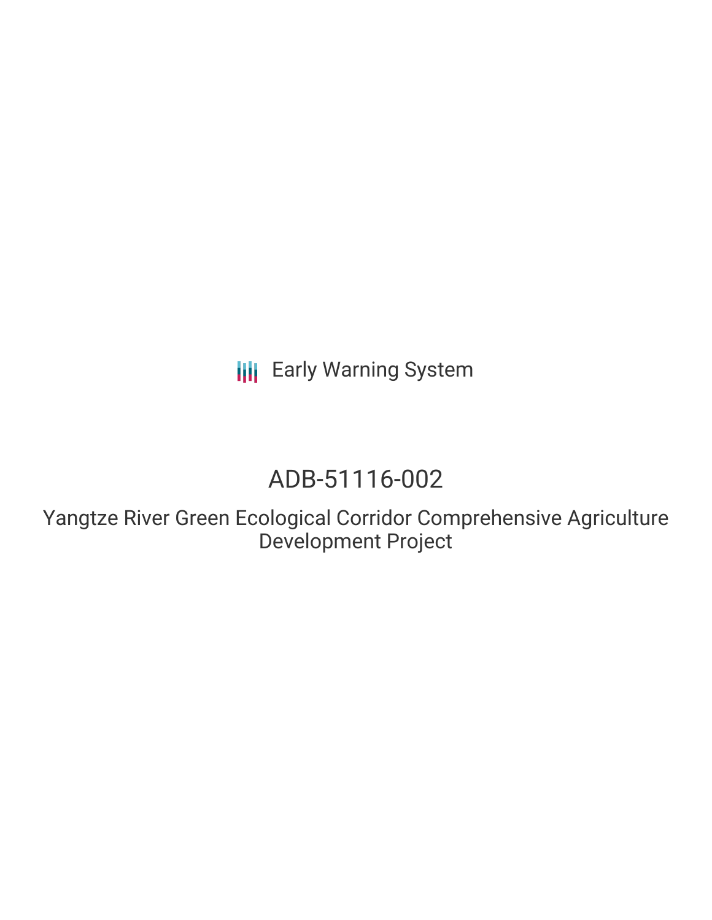Early Warning System

# ADB-51116-002

## Yangtze River Green Ecological Corridor Comprehensive Agriculture Development Project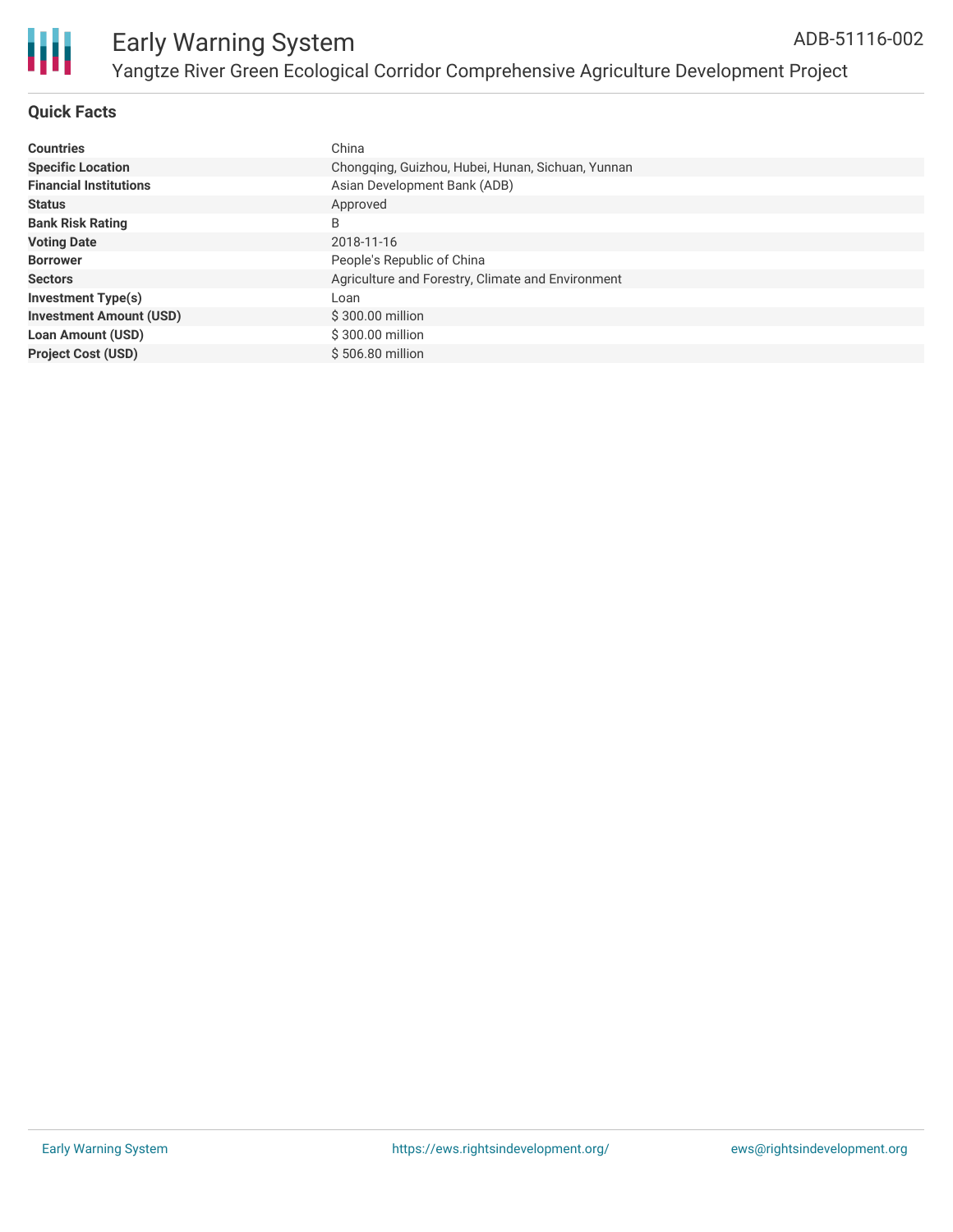## Quick Facts

| | |
|---|---|
| **Countries** | China |
| **Specific Location** | Chongqing, Guizhou, Hubei, Hunan, Sichuan, Yunnan |
| **Financial Institutions** | Asian Development Bank (ADB) |
| **Status** | Approved |
| **Bank Risk Rating** | B |
| **Voting Date** | 2018-11-16 |
| **Borrower** | People's Republic of China |
| **Sectors** | Agriculture and Forestry, Climate and Environment |
| **Investment Type(s)** | Loan |
| **Investment Amount (USD)** | $ 300.00 million |
| **Loan Amount (USD)** | $ 300.00 million |
| **Project Cost (USD)** | $ 506.80 million |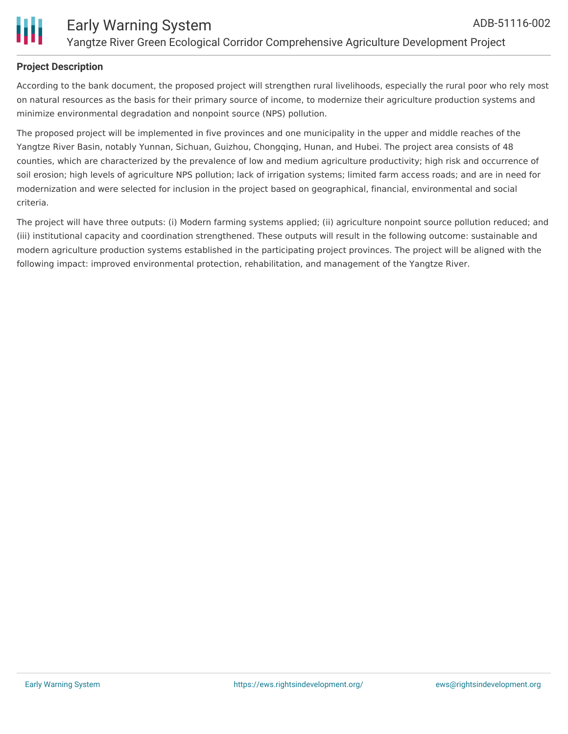## Project Description

According to the bank document, the proposed project will strengthen rural livelihoods, especially the rural poor who rely most on natural resources as the basis for their primary source of income, to modernize their agriculture production systems and minimize environmental degradation and nonpoint source (NPS) pollution.

The proposed project will be implemented in five provinces and one municipality in the upper and middle reaches of the Yangtze River Basin, notably Yunnan, Sichuan, Guizhou, Chongqing, Hunan, and Hubei. The project area consists of 48 counties, which are characterized by the prevalence of low and medium agriculture productivity; high risk and occurrence of soil erosion; high levels of agriculture NPS pollution; lack of irrigation systems; limited farm access roads; and are in need for modernization and were selected for inclusion in the project based on geographical, financial, environmental and social criteria.

The project will have three outputs: (i) Modern farming systems applied; (ii) agriculture nonpoint source pollution reduced; and (iii) institutional capacity and coordination strengthened. These outputs will result in the following outcome: sustainable and modern agriculture production systems established in the participating project provinces. The project will be aligned with the following impact: improved environmental protection, rehabilitation, and management of the Yangtze River.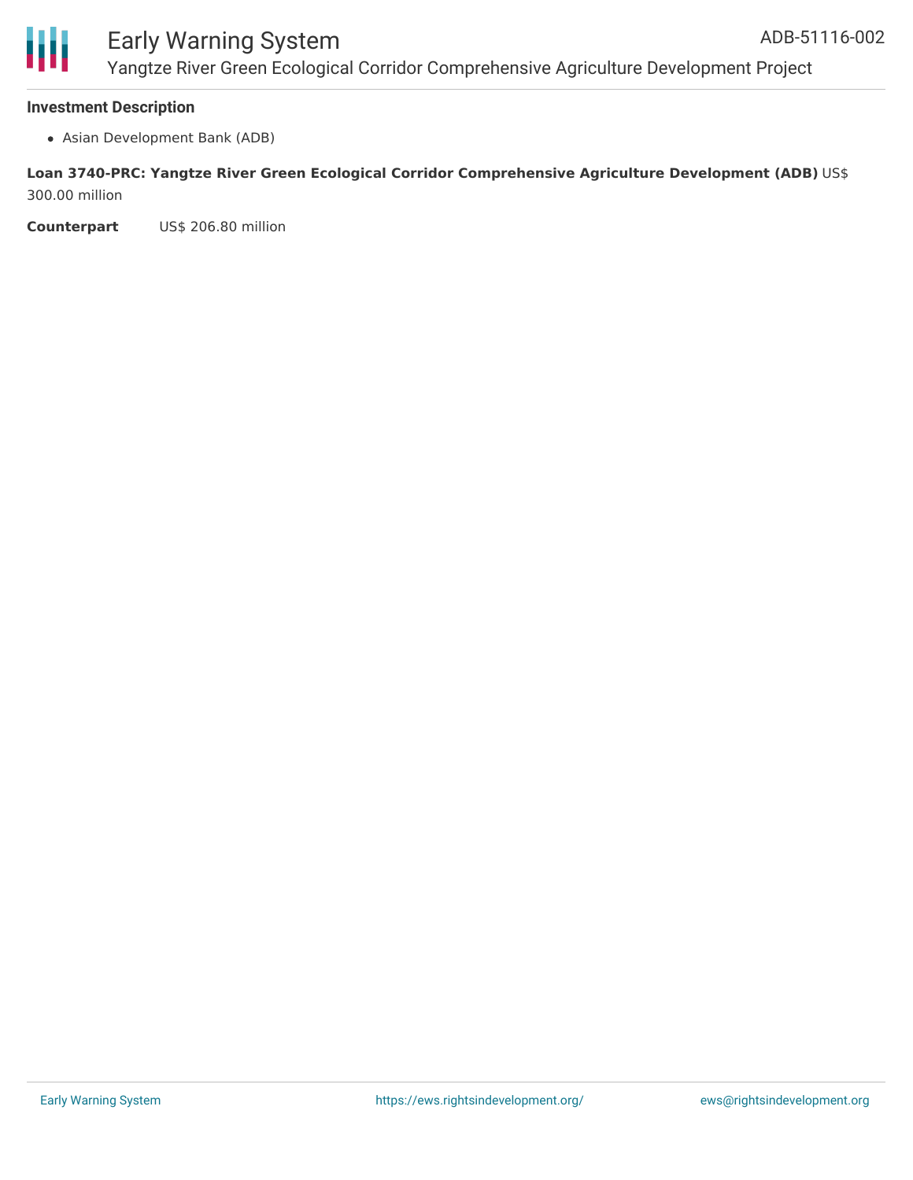### Investment Description

- Asian Development Bank (ADB)

**Loan 3740-PRC: Yangtze River Green Ecological Corridor Comprehensive Agriculture Development (ADB)** US$ 300.00 million

**Counterpart** US$ 206.80 million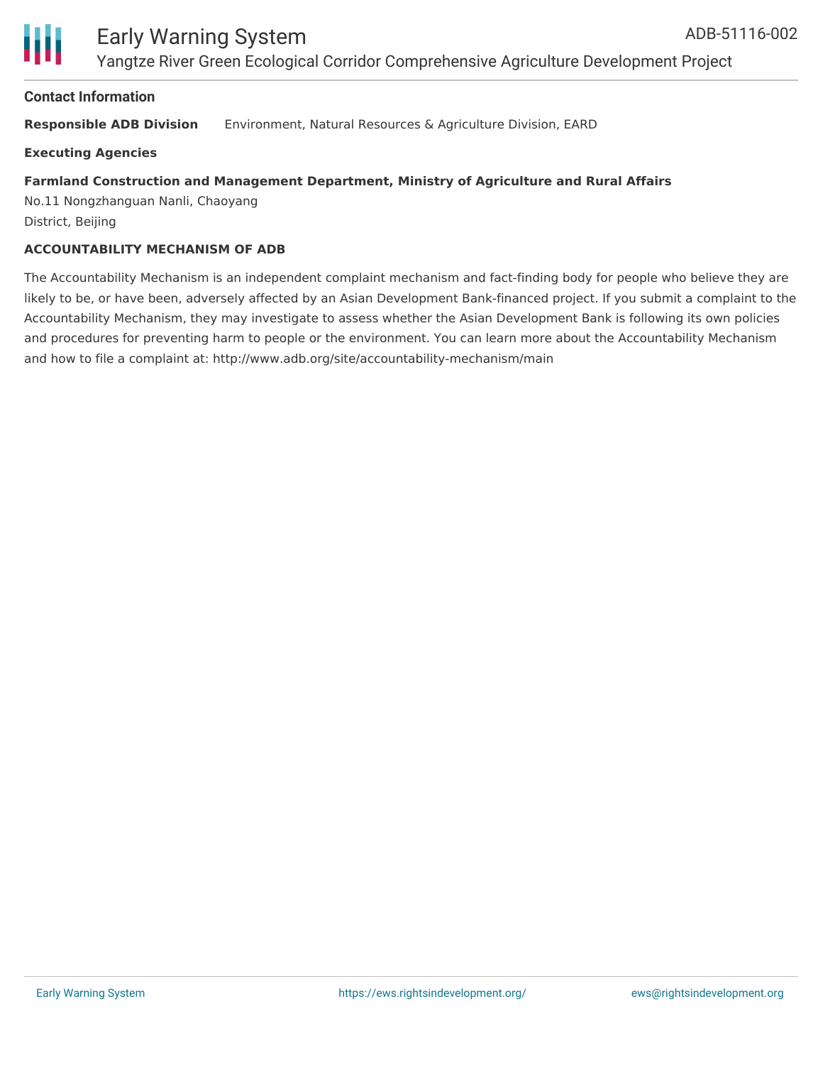## Contact Information

**Responsible ADB Division** Environment, Natural Resources & Agriculture Division, EARD

**Executing Agencies**

**Farmland Construction and Management Department, Ministry of Agriculture and Rural Affairs**
No.11 Nongzhanguan Nanli, Chaoyang
District, Beijing

**ACCOUNTABILITY MECHANISM OF ADB**

The Accountability Mechanism is an independent complaint mechanism and fact-finding body for people who believe they are likely to be, or have been, adversely affected by an Asian Development Bank-financed project. If you submit a complaint to the Accountability Mechanism, they may investigate to assess whether the Asian Development Bank is following its own policies and procedures for preventing harm to people or the environment. You can learn more about the Accountability Mechanism and how to file a complaint at: http://www.adb.org/site/accountability-mechanism/main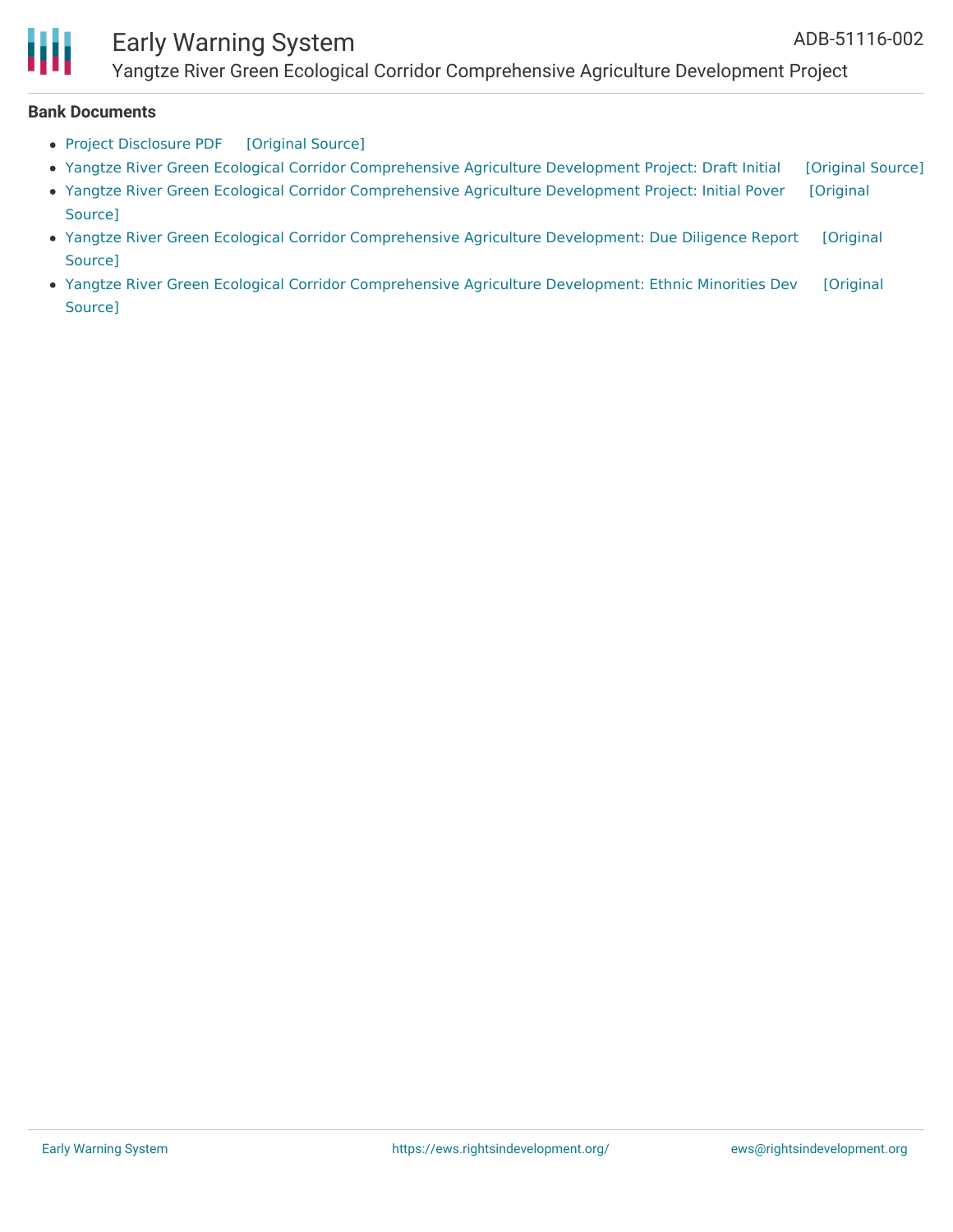**Bank Documents**

- Project Disclosure PDF [Original Source]
- Yangtze River Green Ecological Corridor Comprehensive Agriculture Development Project: Draft Initial [Original Source]
- Yangtze River Green Ecological Corridor Comprehensive Agriculture Development Project: Initial Pover [Original Source]
- Yangtze River Green Ecological Corridor Comprehensive Agriculture Development: Due Diligence Report [Original Source]
- Yangtze River Green Ecological Corridor Comprehensive Agriculture Development: Ethnic Minorities Dev [Original Source]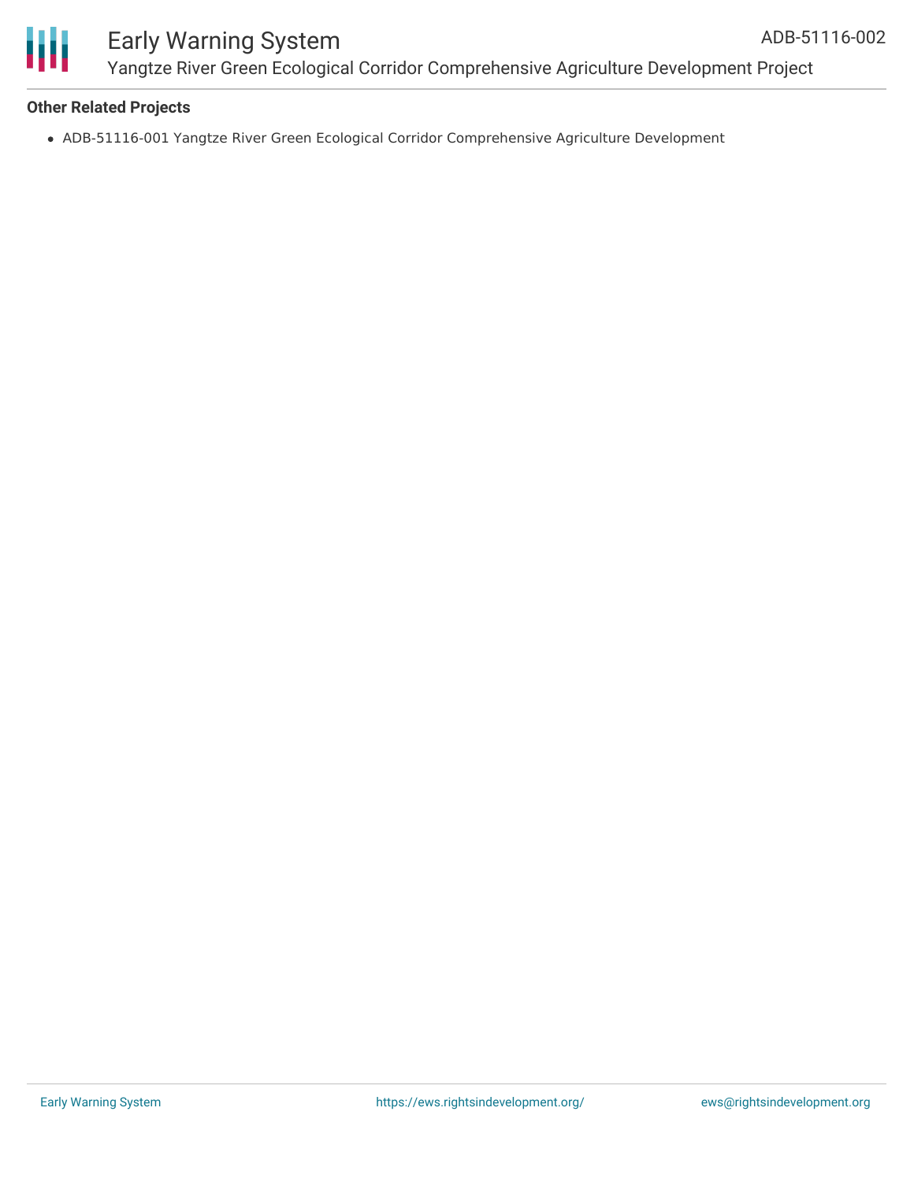**Other Related Projects**

- ADB-51116-001 Yangtze River Green Ecological Corridor Comprehensive Agriculture Development